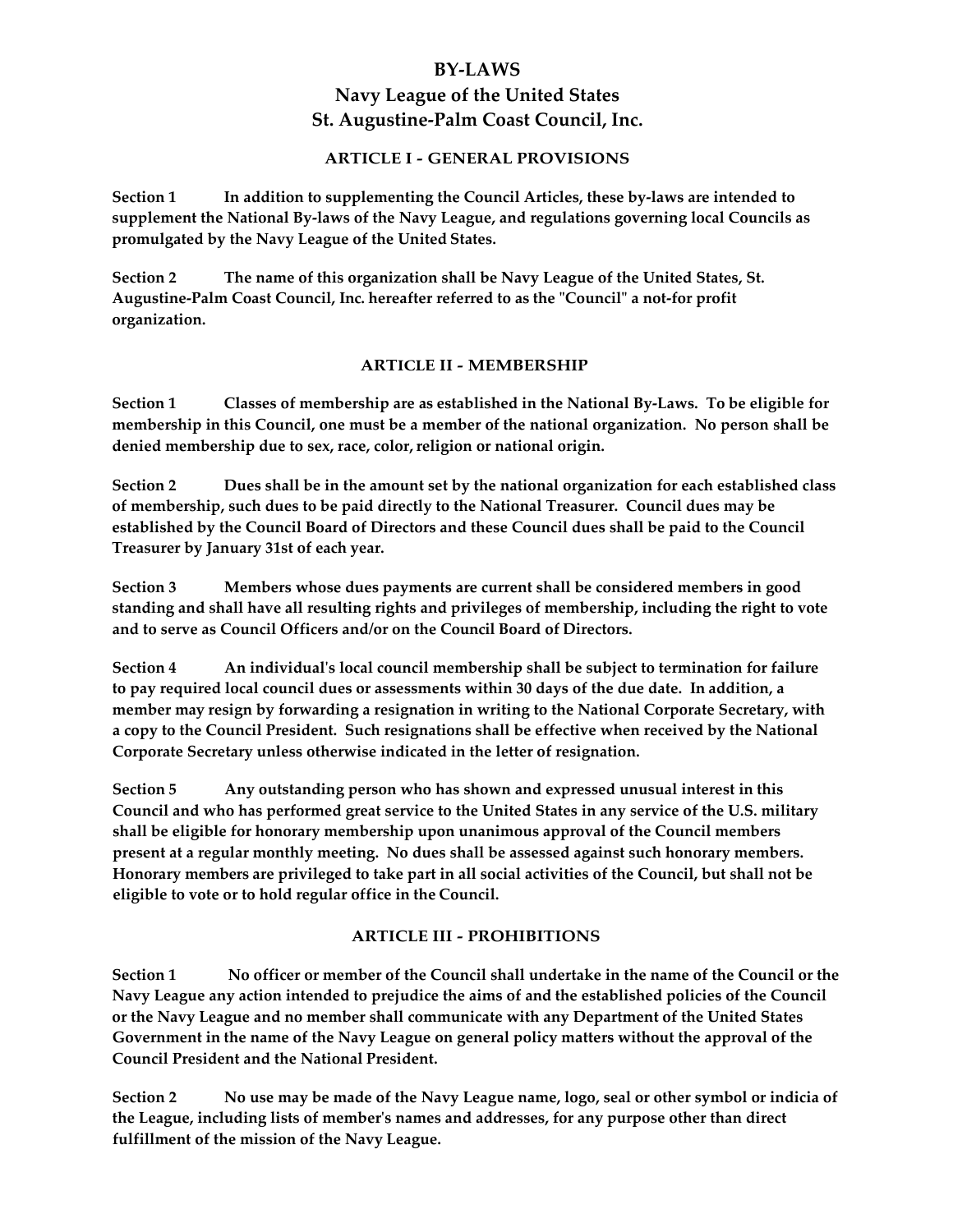# BY-LAWS

## Navy League of the United States
## St. Augustine-Palm Coast Council, Inc.

### ARTICLE I - GENERAL PROVISIONS

**Section 1** In addition to supplementing the Council Articles, these by-laws are intended to supplement the National By-laws of the Navy League, and regulations governing local Councils as promulgated by the Navy League of the United States.

**Section 2** The name of this organization shall be Navy League of the United States, St. Augustine-Palm Coast Council, Inc. hereafter referred to as the "Council" a not-for profit organization.

### ARTICLE II - MEMBERSHIP

**Section 1** Classes of membership are as established in the National By-Laws. To be eligible for membership in this Council, one must be a member of the national organization. No person shall be denied membership due to sex, race, color, religion or national origin.

**Section 2** Dues shall be in the amount set by the national organization for each established class of membership, such dues to be paid directly to the National Treasurer. Council dues may be established by the Council Board of Directors and these Council dues shall be paid to the Council Treasurer by January 31st of each year.

**Section 3** Members whose dues payments are current shall be considered members in good standing and shall have all resulting rights and privileges of membership, including the right to vote and to serve as Council Officers and/or on the Council Board of Directors.

**Section 4** An individual's local council membership shall be subject to termination for failure to pay required local council dues or assessments within 30 days of the due date. In addition, a member may resign by forwarding a resignation in writing to the National Corporate Secretary, with a copy to the Council President. Such resignations shall be effective when received by the National Corporate Secretary unless otherwise indicated in the letter of resignation.

**Section 5** Any outstanding person who has shown and expressed unusual interest in this Council and who has performed great service to the United States in any service of the U.S. military shall be eligible for honorary membership upon unanimous approval of the Council members present at a regular monthly meeting. No dues shall be assessed against such honorary members. Honorary members are privileged to take part in all social activities of the Council, but shall not be eligible to vote or to hold regular office in the Council.

### ARTICLE III - PROHIBITIONS

**Section 1** No officer or member of the Council shall undertake in the name of the Council or the Navy League any action intended to prejudice the aims of and the established policies of the Council or the Navy League and no member shall communicate with any Department of the United States Government in the name of the Navy League on general policy matters without the approval of the Council President and the National President.

**Section 2** No use may be made of the Navy League name, logo, seal or other symbol or indicia of the League, including lists of member's names and addresses, for any purpose other than direct fulfillment of the mission of the Navy League.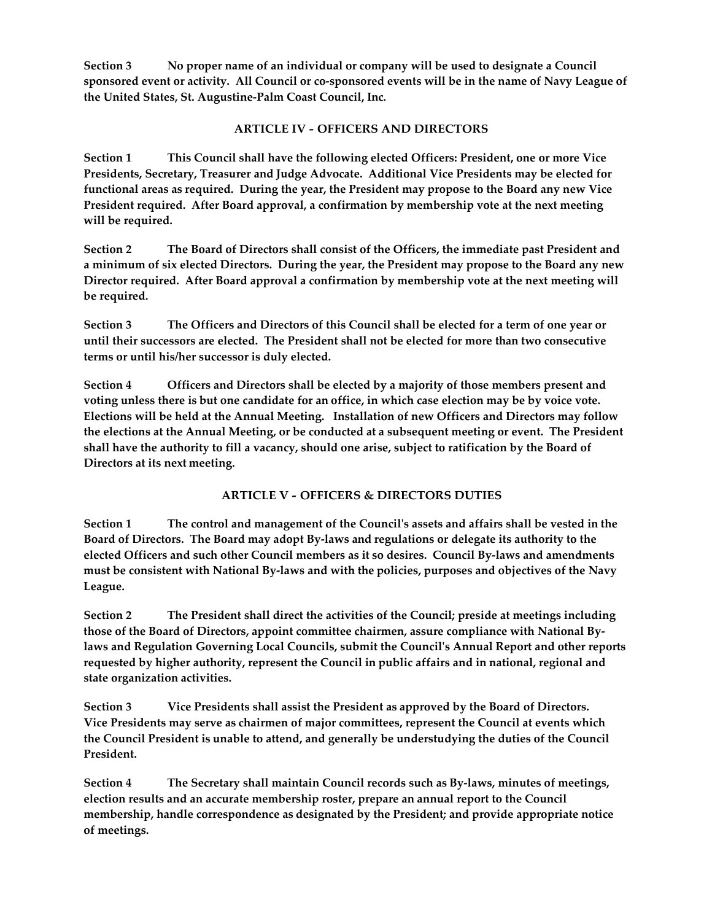**Section 3** No proper name of an individual or company will be used to designate a Council sponsored event or activity. All Council or co-sponsored events will be in the name of Navy League of the United States, St. Augustine-Palm Coast Council, Inc.

## ARTICLE IV - OFFICERS AND DIRECTORS

**Section 1** This Council shall have the following elected Officers: President, one or more Vice Presidents, Secretary, Treasurer and Judge Advocate. Additional Vice Presidents may be elected for functional areas as required. During the year, the President may propose to the Board any new Vice President required. After Board approval, a confirmation by membership vote at the next meeting will be required.

**Section 2** The Board of Directors shall consist of the Officers, the immediate past President and a minimum of six elected Directors. During the year, the President may propose to the Board any new Director required. After Board approval a confirmation by membership vote at the next meeting will be required.

**Section 3** The Officers and Directors of this Council shall be elected for a term of one year or until their successors are elected. The President shall not be elected for more than two consecutive terms or until his/her successor is duly elected.

**Section 4** Officers and Directors shall be elected by a majority of those members present and voting unless there is but one candidate for an office, in which case election may be by voice vote. Elections will be held at the Annual Meeting. Installation of new Officers and Directors may follow the elections at the Annual Meeting, or be conducted at a subsequent meeting or event. The President shall have the authority to fill a vacancy, should one arise, subject to ratification by the Board of Directors at its next meeting.

## ARTICLE V - OFFICERS & DIRECTORS DUTIES

**Section 1** The control and management of the Council's assets and affairs shall be vested in the Board of Directors. The Board may adopt By-laws and regulations or delegate its authority to the elected Officers and such other Council members as it so desires. Council By-laws and amendments must be consistent with National By-laws and with the policies, purposes and objectives of the Navy League.

**Section 2** The President shall direct the activities of the Council; preside at meetings including those of the Board of Directors, appoint committee chairmen, assure compliance with National By-laws and Regulation Governing Local Councils, submit the Council's Annual Report and other reports requested by higher authority, represent the Council in public affairs and in national, regional and state organization activities.

**Section 3** Vice Presidents shall assist the President as approved by the Board of Directors. Vice Presidents may serve as chairmen of major committees, represent the Council at events which the Council President is unable to attend, and generally be understudying the duties of the Council President.

**Section 4** The Secretary shall maintain Council records such as By-laws, minutes of meetings, election results and an accurate membership roster, prepare an annual report to the Council membership, handle correspondence as designated by the President; and provide appropriate notice of meetings.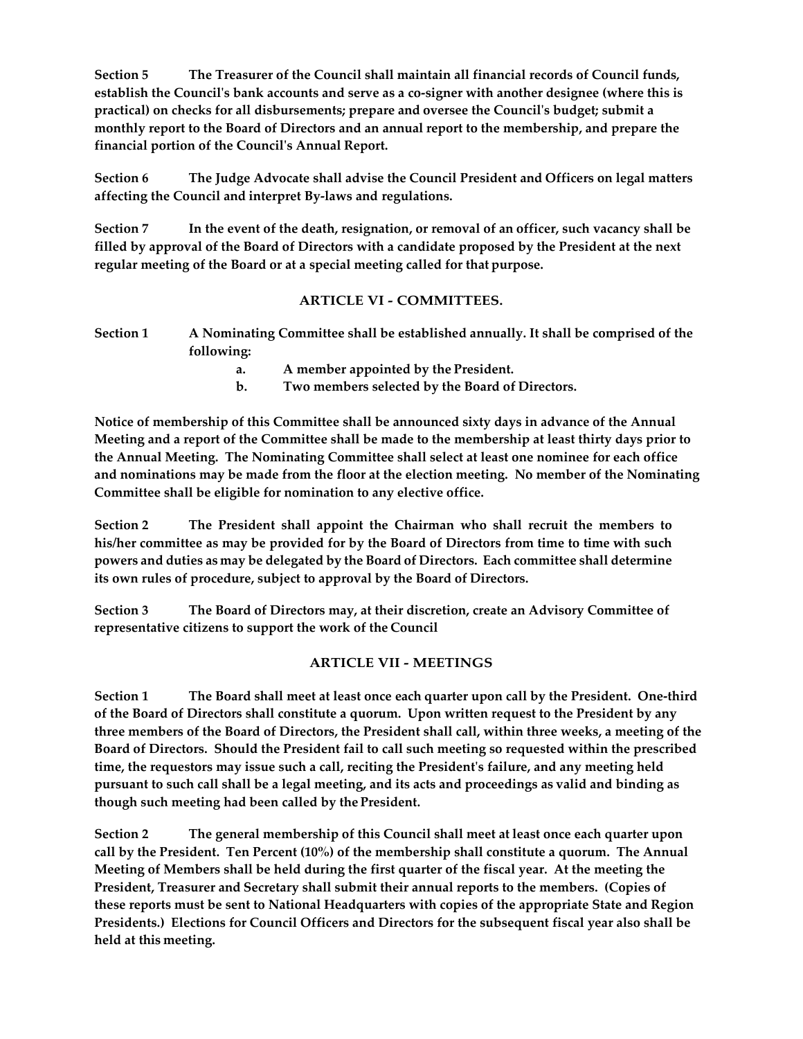**Section 5** The Treasurer of the Council shall maintain all financial records of Council funds, establish the Council's bank accounts and serve as a co-signer with another designee (where this is practical) on checks for all disbursements; prepare and oversee the Council's budget; submit a monthly report to the Board of Directors and an annual report to the membership, and prepare the financial portion of the Council's Annual Report.

**Section 6** The Judge Advocate shall advise the Council President and Officers on legal matters affecting the Council and interpret By-laws and regulations.

**Section 7** In the event of the death, resignation, or removal of an officer, such vacancy shall be filled by approval of the Board of Directors with a candidate proposed by the President at the next regular meeting of the Board or at a special meeting called for that purpose.

## ARTICLE VI - COMMITTEES.

**Section 1** A Nominating Committee shall be established annually. It shall be comprised of the following:

- a. A member appointed by the President.
- b. Two members selected by the Board of Directors.

Notice of membership of this Committee shall be announced sixty days in advance of the Annual Meeting and a report of the Committee shall be made to the membership at least thirty days prior to the Annual Meeting. The Nominating Committee shall select at least one nominee for each office and nominations may be made from the floor at the election meeting. No member of the Nominating Committee shall be eligible for nomination to any elective office.

**Section 2** The President shall appoint the Chairman who shall recruit the members to his/her committee as may be provided for by the Board of Directors from time to time with such powers and duties as may be delegated by the Board of Directors. Each committee shall determine its own rules of procedure, subject to approval by the Board of Directors.

**Section 3** The Board of Directors may, at their discretion, create an Advisory Committee of representative citizens to support the work of the Council

## ARTICLE VII - MEETINGS

**Section 1** The Board shall meet at least once each quarter upon call by the President. One-third of the Board of Directors shall constitute a quorum. Upon written request to the President by any three members of the Board of Directors, the President shall call, within three weeks, a meeting of the Board of Directors. Should the President fail to call such meeting so requested within the prescribed time, the requestors may issue such a call, reciting the President's failure, and any meeting held pursuant to such call shall be a legal meeting, and its acts and proceedings as valid and binding as though such meeting had been called by the President.

**Section 2** The general membership of this Council shall meet at least once each quarter upon call by the President. Ten Percent (10%) of the membership shall constitute a quorum. The Annual Meeting of Members shall be held during the first quarter of the fiscal year. At the meeting the President, Treasurer and Secretary shall submit their annual reports to the members. (Copies of these reports must be sent to National Headquarters with copies of the appropriate State and Region Presidents.) Elections for Council Officers and Directors for the subsequent fiscal year also shall be held at this meeting.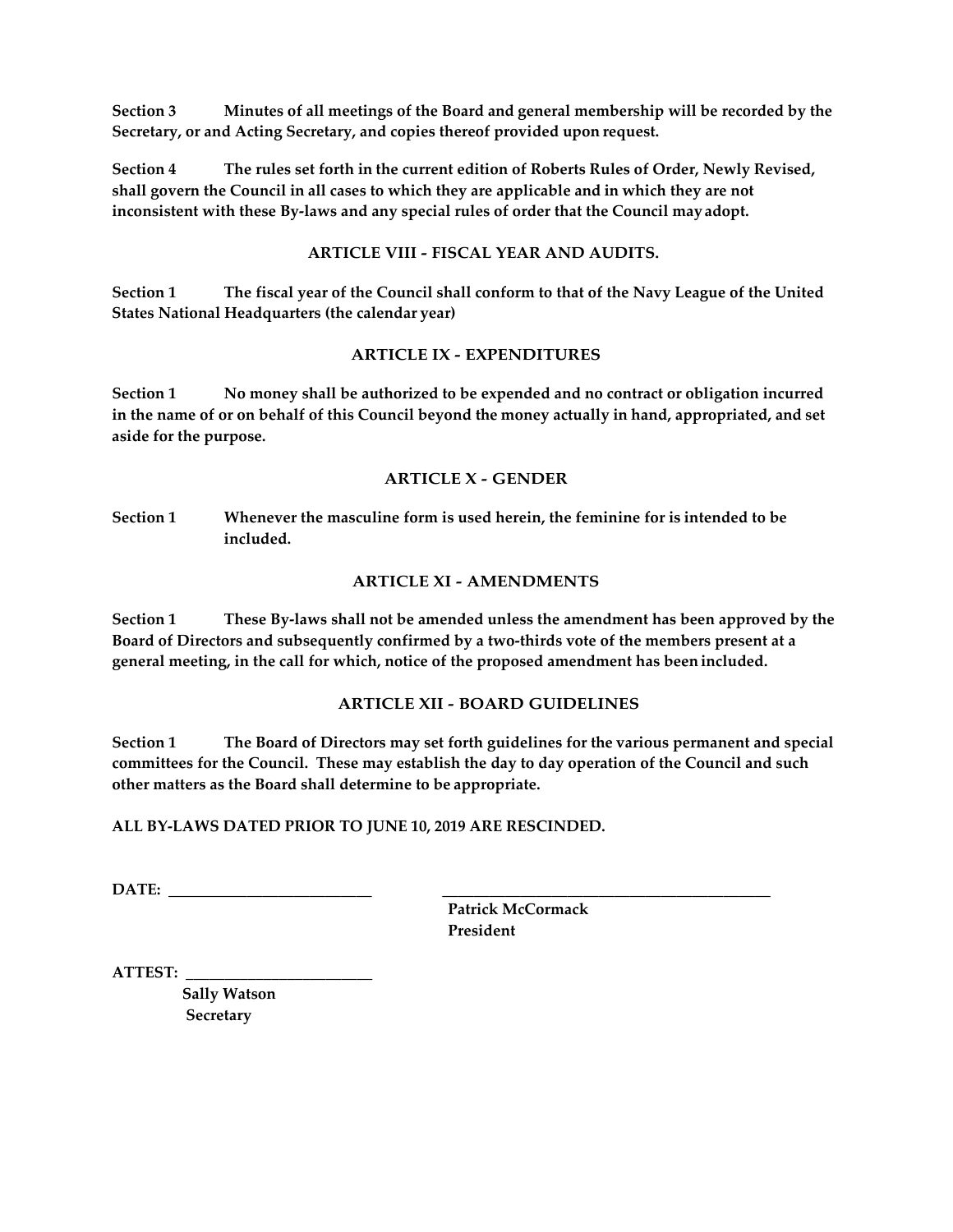**Section 3 Minutes of all meetings of the Board and general membership will be recorded by the Secretary, or and Acting Secretary, and copies thereof provided upon request.**

**Section 4 The rules set forth in the current edition of Roberts Rules of Order, Newly Revised, shall govern the Council in all cases to which they are applicable and in which they are not inconsistent with these By-laws and any special rules of order that the Council may adopt.**

## ARTICLE VIII - FISCAL YEAR AND AUDITS.

**Section 1 The fiscal year of the Council shall conform to that of the Navy League of the United States National Headquarters (the calendar year)**

## ARTICLE IX - EXPENDITURES

**Section 1 No money shall be authorized to be expended and no contract or obligation incurred in the name of or on behalf of this Council beyond the money actually in hand, appropriated, and set aside for the purpose.**

## ARTICLE X - GENDER

**Section 1 Whenever the masculine form is used herein, the feminine for is intended to be included.**

## ARTICLE XI - AMENDMENTS

**Section 1 These By-laws shall not be amended unless the amendment has been approved by the Board of Directors and subsequently confirmed by a two-thirds vote of the members present at a general meeting, in the call for which, notice of the proposed amendment has been included.**

## ARTICLE XII - BOARD GUIDELINES

**Section 1 The Board of Directors may set forth guidelines for the various permanent and special committees for the Council. These may establish the day to day operation of the Council and such other matters as the Board shall determine to be appropriate.**

**ALL BY-LAWS DATED PRIOR TO JUNE 10, 2019 ARE RESCINDED.**

**DATE: \_\_\_\_\_\_\_\_\_\_\_\_\_\_\_\_\_\_\_\_\_\_\_\_\_\_** \_\_\_\_\_\_\_\_\_\_\_\_\_\_\_\_\_\_\_\_\_\_\_\_\_\_\_\_\_\_\_\_\_\_\_\_\_\_\_\_\_\_

**Patrick McCormack**
**President**

**ATTEST: \_\_\_\_\_\_\_\_\_\_\_\_\_\_\_\_\_\_\_\_\_\_\_\_**

**Sally Watson**
**Secretary**